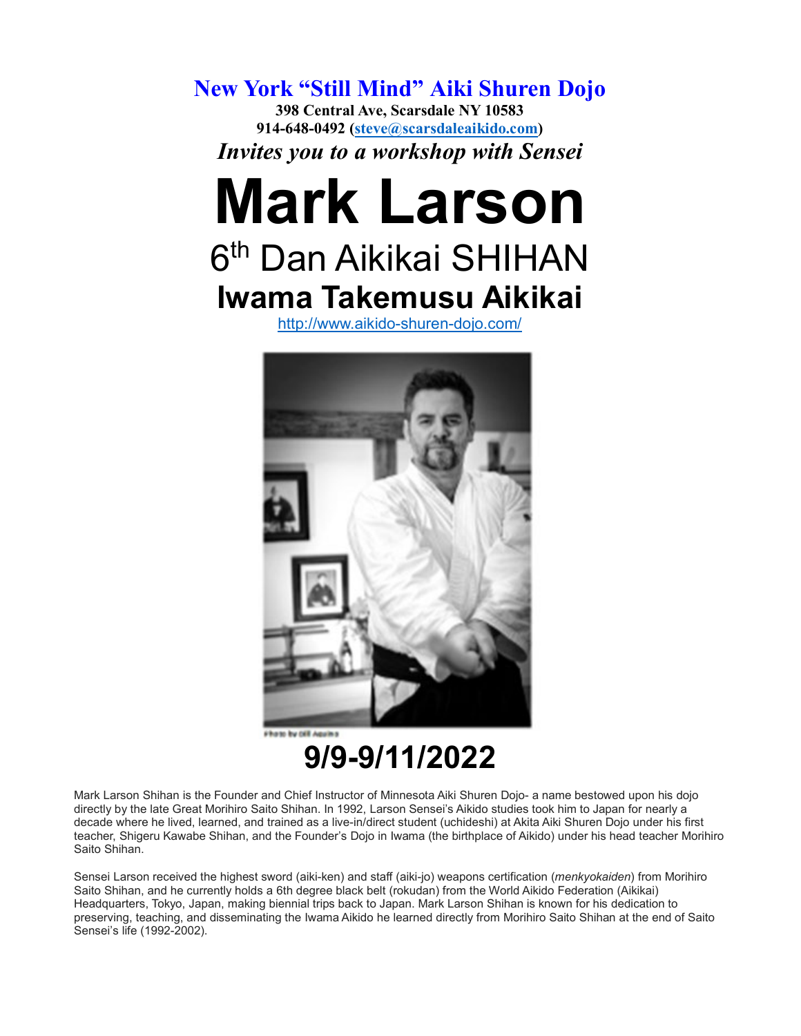# New York "Still Mind" Aiki Shuren Dojo

**398 Central Ave, Scarsdale NY 10583**
**914-648-0492 ([steve@scarsdaleaikido.com](mailto:steve@scarsdaleaikido.com))**

***Invites you to a workshop with Sensei***

# Mark Larson

## 6th Dan Aikikai SHIHAN

## Iwama Takemusu Aikikai

[http://www.aikido-shuren-dojo.com/](http://www.aikido-shuren-dojo.com/)

Photo by Bill Aquino

# 9/9-9/11/2022

Mark Larson Shihan is the Founder and Chief Instructor of Minnesota Aiki Shuren Dojo- a name bestowed upon his dojo directly by the late Great Morihiro Saito Shihan. In 1992, Larson Sensei's Aikido studies took him to Japan for nearly a decade where he lived, learned, and trained as a live-in/direct student (uchideshi) at Akita Aiki Shuren Dojo under his first teacher, Shigeru Kawabe Shihan, and the Founder's Dojo in Iwama (the birthplace of Aikido) under his head teacher Morihiro Saito Shihan.

Sensei Larson received the highest sword (aiki-ken) and staff (aiki-jo) weapons certification (*menkyokaiden*) from Morihiro Saito Shihan, and he currently holds a 6th degree black belt (rokudan) from the World Aikido Federation (Aikikai) Headquarters, Tokyo, Japan, making biennial trips back to Japan. Mark Larson Shihan is known for his dedication to preserving, teaching, and disseminating the Iwama Aikido he learned directly from Morihiro Saito Shihan at the end of Saito Sensei's life (1992-2002).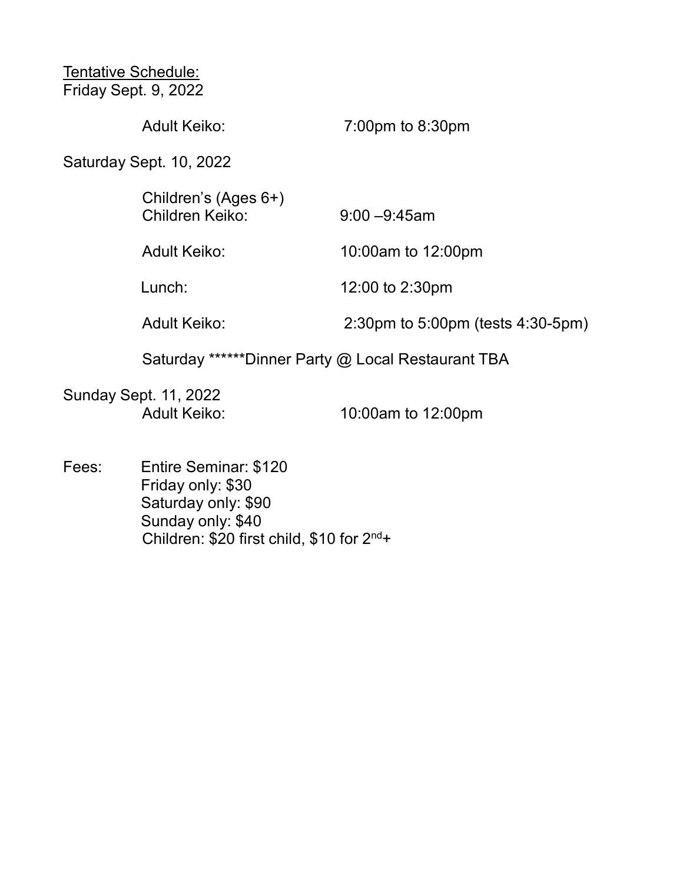<u>Tentative Schedule:</u>
Friday Sept. 9, 2022

| | |
|---|---|
| Adult Keiko: | 7:00pm to 8:30pm |

Saturday Sept. 10, 2022

| | |
|---|---|
| Children's (Ages 6+) Children Keiko: | 9:00 –9:45am |
| Adult Keiko: | 10:00am to 12:00pm |
| Lunch: | 12:00 to 2:30pm |
| Adult Keiko: | 2:30pm to 5:00pm (tests 4:30-5pm) |

Saturday ******Dinner Party @ Local Restaurant TBA

Sunday Sept. 11, 2022

| | |
|---|---|
| Adult Keiko: | 10:00am to 12:00pm |

Fees:
- Entire Seminar: $120
- Friday only: $30
- Saturday only: $90
- Sunday only: $40
- Children: $20 first child, $10 for 2nd+